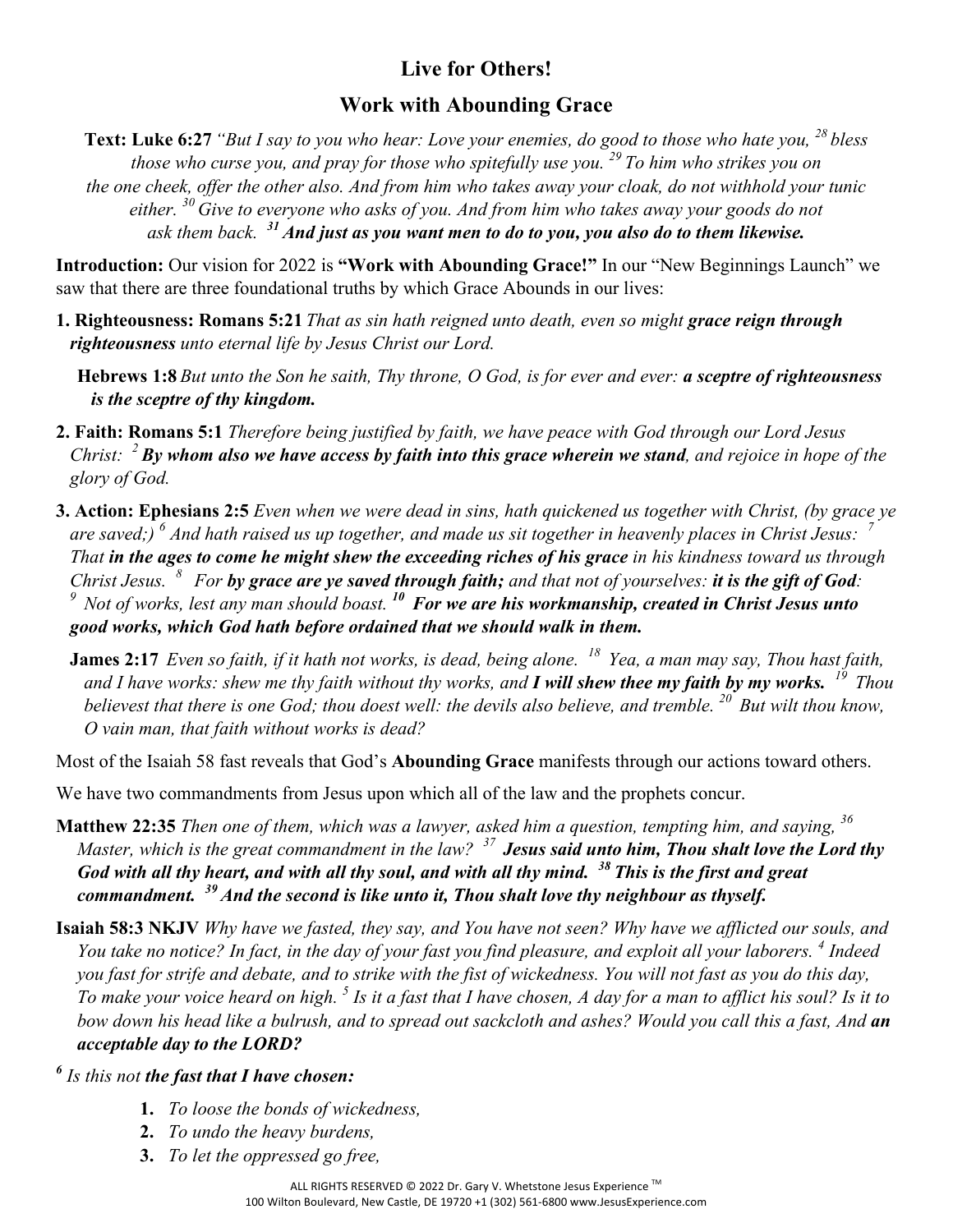# Live for Others!

## Work with Abounding Grace

**Text: Luke 6:27** *"But I say to you who hear: Love your enemies, do good to those who hate you, [28] bless those who curse you, and pray for those who spitefully use you. [29] To him who strikes you on the one cheek, offer the other also. And from him who takes away your cloak, do not withhold your tunic either. [30] Give to everyone who asks of you. And from him who takes away your goods do not ask them back.* ***[31] And just as you want men to do to you, you also do to them likewise.***

**Introduction:** Our vision for 2022 is **"Work with Abounding Grace!"** In our "New Beginnings Launch" we saw that there are three foundational truths by which Grace Abounds in our lives:

**1. Righteousness: Romans 5:21** *That as sin hath reigned unto death, even so might* ***grace reign through righteousness*** *unto eternal life by Jesus Christ our Lord.*

**Hebrews 1:8** *But unto the Son he saith, Thy throne, O God, is for ever and ever:* ***a sceptre of righteousness is the sceptre of thy kingdom.***

**2. Faith: Romans 5:1** *Therefore being justified by faith, we have peace with God through our Lord Jesus Christ: [2]* ***By whom also we have access by faith into this grace wherein we stand****, and rejoice in hope of the glory of God.*

**3. Action: Ephesians 2:5** *Even when we were dead in sins, hath quickened us together with Christ, (by grace ye are saved;) [6] And hath raised us up together, and made us sit together in heavenly places in Christ Jesus: [7] That* ***in the ages to come he might shew the exceeding riches of his grace*** *in his kindness toward us through Christ Jesus. [8] For* ***by grace are ye saved through faith;*** *and that not of yourselves:* ***it is the gift of God****: [9] Not of works, lest any man should boast.* ***[10] For we are his workmanship, created in Christ Jesus unto good works, which God hath before ordained that we should walk in them.***

**James 2:17** *Even so faith, if it hath not works, is dead, being alone. [18] Yea, a man may say, Thou hast faith, and I have works: shew me thy faith without thy works, and* ***I will shew thee my faith by my works.*** *[19] Thou believest that there is one God; thou doest well: the devils also believe, and tremble. [20] But wilt thou know, O vain man, that faith without works is dead?*

Most of the Isaiah 58 fast reveals that God's **Abounding Grace** manifests through our actions toward others.

We have two commandments from Jesus upon which all of the law and the prophets concur.

**Matthew 22:35** *Then one of them, which was a lawyer, asked him a question, tempting him, and saying, [36] Master, which is the great commandment in the law? [37]* ***Jesus said unto him, Thou shalt love the Lord thy God with all thy heart, and with all thy soul, and with all thy mind. [38] This is the first and great commandment. [39] And the second is like unto it, Thou shalt love thy neighbour as thyself.***

**Isaiah 58:3 NKJV** *Why have we fasted, they say, and You have not seen? Why have we afflicted our souls, and You take no notice? In fact, in the day of your fast you find pleasure, and exploit all your laborers. [4] Indeed you fast for strife and debate, and to strike with the fist of wickedness. You will not fast as you do this day, To make your voice heard on high. [5] Is it a fast that I have chosen, A day for a man to afflict his soul? Is it to bow down his head like a bulrush, and to spread out sackcloth and ashes? Would you call this a fast, And* ***an acceptable day to the LORD?***

***[6]*** *Is this not* ***the fast that I have chosen:***

1. *To loose the bonds of wickedness,*
2. *To undo the heavy burdens,*
3. *To let the oppressed go free,*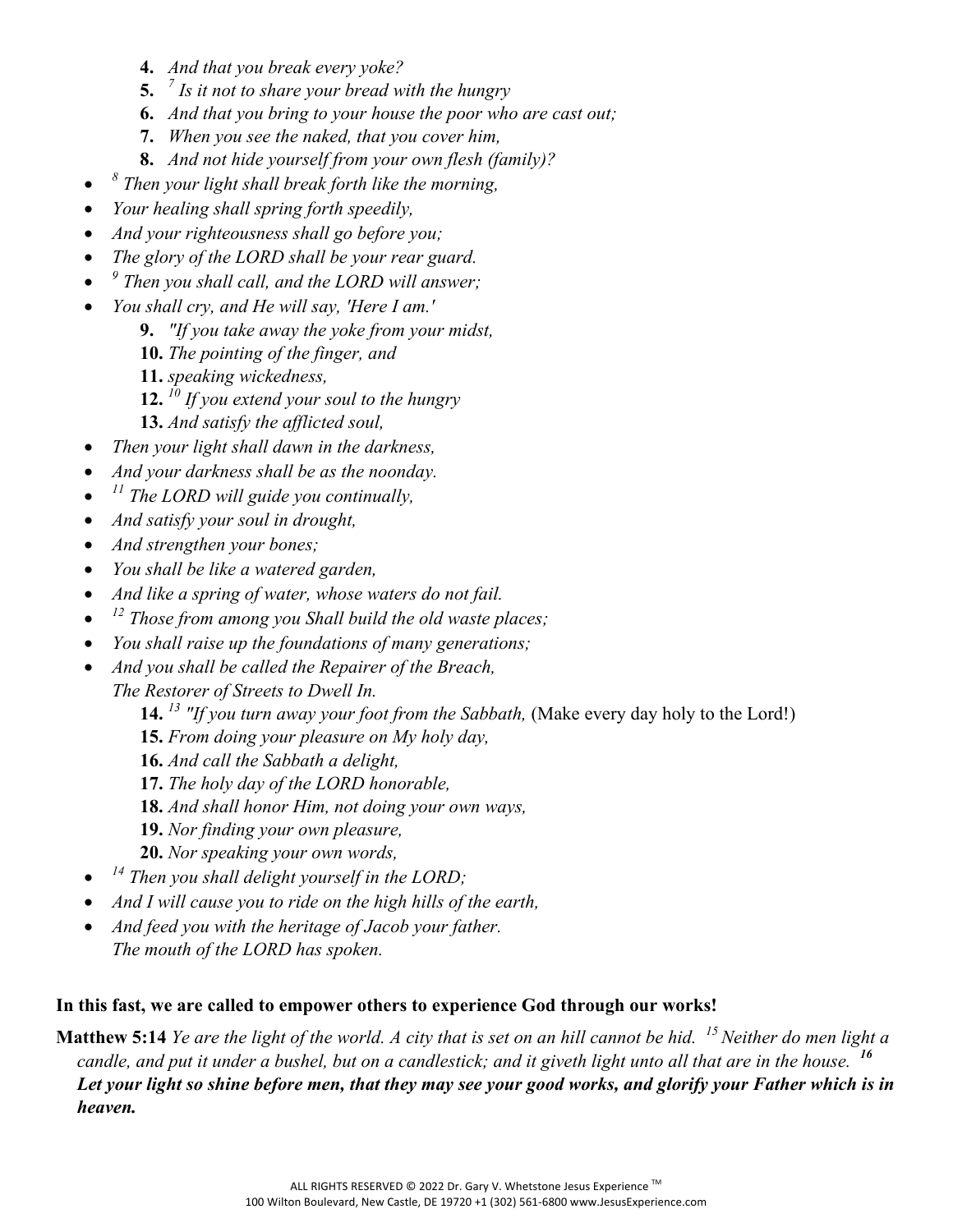4. *And that you break every yoke?*
5. *[7] Is it not to share your bread with the hungry*
6. *And that you bring to your house the poor who are cast out;*
7. *When you see the naked, that you cover him,*
8. *And not hide yourself from your own flesh (family)?*

- *[8] Then your light shall break forth like the morning,*
- *Your healing shall spring forth speedily,*
- *And your righteousness shall go before you;*
- *The glory of the LORD shall be your rear guard.*
- *[9] Then you shall call, and the LORD will answer;*
- *You shall cry, and He will say, 'Here I am.'*

9. *"If you take away the yoke from your midst,*
10. *The pointing of the finger, and*
11. *speaking wickedness,*
12. *[10] If you extend your soul to the hungry*
13. *And satisfy the afflicted soul,*

- *Then your light shall dawn in the darkness,*
- *And your darkness shall be as the noonday.*
- *[11] The LORD will guide you continually,*
- *And satisfy your soul in drought,*
- *And strengthen your bones;*
- *You shall be like a watered garden,*
- *And like a spring of water, whose waters do not fail.*
- *[12] Those from among you Shall build the old waste places;*
- *You shall raise up the foundations of many generations;*
- *And you shall be called the Repairer of the Breach,*
  *The Restorer of Streets to Dwell In.*

14. *[13] "If you turn away your foot from the Sabbath,* (Make every day holy to the Lord!)
15. *From doing your pleasure on My holy day,*
16. *And call the Sabbath a delight,*
17. *The holy day of the LORD honorable,*
18. *And shall honor Him, not doing your own ways,*
19. *Nor finding your own pleasure,*
20. *Nor speaking your own words,*

- *[14] Then you shall delight yourself in the LORD;*
- *And I will cause you to ride on the high hills of the earth,*
- *And feed you with the heritage of Jacob your father.*
  *The mouth of the LORD has spoken.*

**In this fast, we are called to empower others to experience God through our works!**

**Matthew 5:14** *Ye are the light of the world. A city that is set on an hill cannot be hid. [15] Neither do men light a candle, and put it under a bushel, but on a candlestick; and it giveth light unto all that are in the house. [16]* ***Let your light so shine before men, that they may see your good works, and glorify your Father which is in heaven.***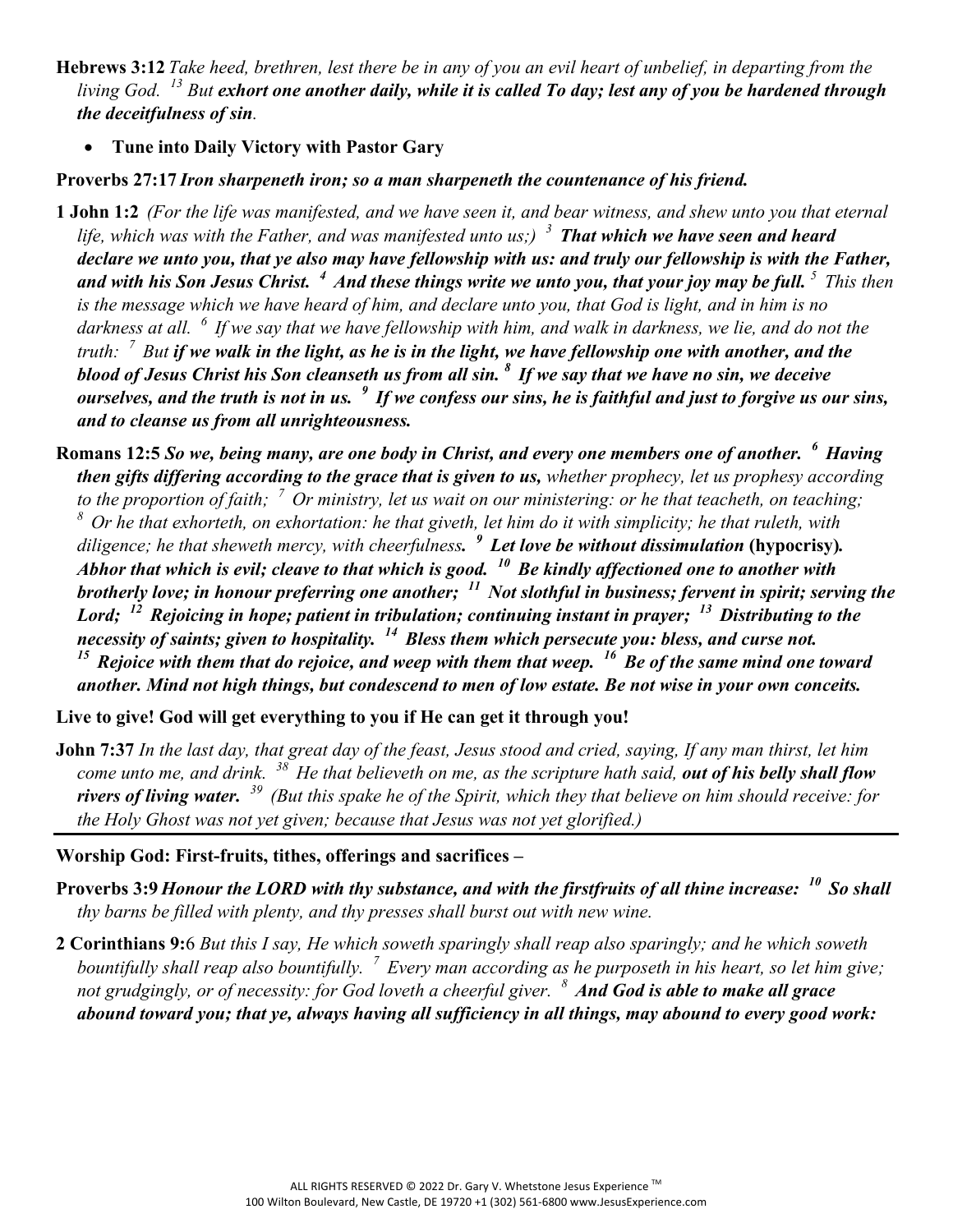**Hebrews 3:12** *Take heed, brethren, lest there be in any of you an evil heart of unbelief, in departing from the living God.* [13] *But* ***exhort one another daily, while it is called To day; lest any of you be hardened through the deceitfulness of sin****.*

- **Tune into Daily Victory with Pastor Gary**

**Proverbs 27:17** ***Iron sharpeneth iron; so a man sharpeneth the countenance of his friend.***

**1 John 1:2** *(For the life was manifested, and we have seen it, and bear witness, and shew unto you that eternal life, which was with the Father, and was manifested unto us;)* [3] ***That which we have seen and heard declare we unto you, that ye also may have fellowship with us: and truly our fellowship is with the Father, and with his Son Jesus Christ.*** [4] ***And these things write we unto you, that your joy may be full.*** [5] *This then is the message which we have heard of him, and declare unto you, that God is light, and in him is no darkness at all.* [6] *If we say that we have fellowship with him, and walk in darkness, we lie, and do not the truth:* [7] *But* ***if we walk in the light, as he is in the light, we have fellowship one with another, and the blood of Jesus Christ his Son cleanseth us from all sin.*** [8] ***If we say that we have no sin, we deceive ourselves, and the truth is not in us.*** [9] ***If we confess our sins, he is faithful and just to forgive us our sins, and to cleanse us from all unrighteousness.***

**Romans 12:5** ***So we, being many, are one body in Christ, and every one members one of another.*** [6] ***Having then gifts differing according to the grace that is given to us,*** *whether prophecy, let us prophesy according to the proportion of faith;* [7] *Or ministry, let us wait on our ministering: or he that teacheth, on teaching;* [8] *Or he that exhorteth, on exhortation: he that giveth, let him do it with simplicity; he that ruleth, with diligence; he that sheweth mercy, with cheerfulness.* [9] ***Let love be without dissimulation*** **(hypocrisy)*.*** ***Abhor that which is evil; cleave to that which is good.*** [10] ***Be kindly affectioned one to another with brotherly love; in honour preferring one another;*** [11] ***Not slothful in business; fervent in spirit; serving the Lord;*** [12] ***Rejoicing in hope; patient in tribulation; continuing instant in prayer;*** [13] ***Distributing to the necessity of saints; given to hospitality.*** [14] ***Bless them which persecute you: bless, and curse not.*** [15] ***Rejoice with them that do rejoice, and weep with them that weep.*** [16] ***Be of the same mind one toward another. Mind not high things, but condescend to men of low estate. Be not wise in your own conceits.***

**Live to give! God will get everything to you if He can get it through you!**

**John 7:37** *In the last day, that great day of the feast, Jesus stood and cried, saying, If any man thirst, let him come unto me, and drink.* [38] *He that believeth on me, as the scripture hath said,* ***out of his belly shall flow rivers of living water.*** [39] *(But this spake he of the Spirit, which they that believe on him should receive: for the Holy Ghost was not yet given; because that Jesus was not yet glorified.)*

---

**Worship God: First-fruits, tithes, offerings and sacrifices –**

**Proverbs 3:9** ***Honour the LORD with thy substance, and with the firstfruits of all thine increase:*** [10] ***So shall*** *thy barns be filled with plenty, and thy presses shall burst out with new wine.*

**2 Corinthians 9:**6 *But this I say, He which soweth sparingly shall reap also sparingly; and he which soweth bountifully shall reap also bountifully.* [7] *Every man according as he purposeth in his heart, so let him give; not grudgingly, or of necessity: for God loveth a cheerful giver.* [8] ***And God is able to make all grace abound toward you; that ye, always having all sufficiency in all things, may abound to every good work:***

ALL RIGHTS RESERVED © 2022 Dr. Gary V. Whetstone Jesus Experience ™
100 Wilton Boulevard, New Castle, DE 19720 +1 (302) 561-6800 www.JesusExperience.com